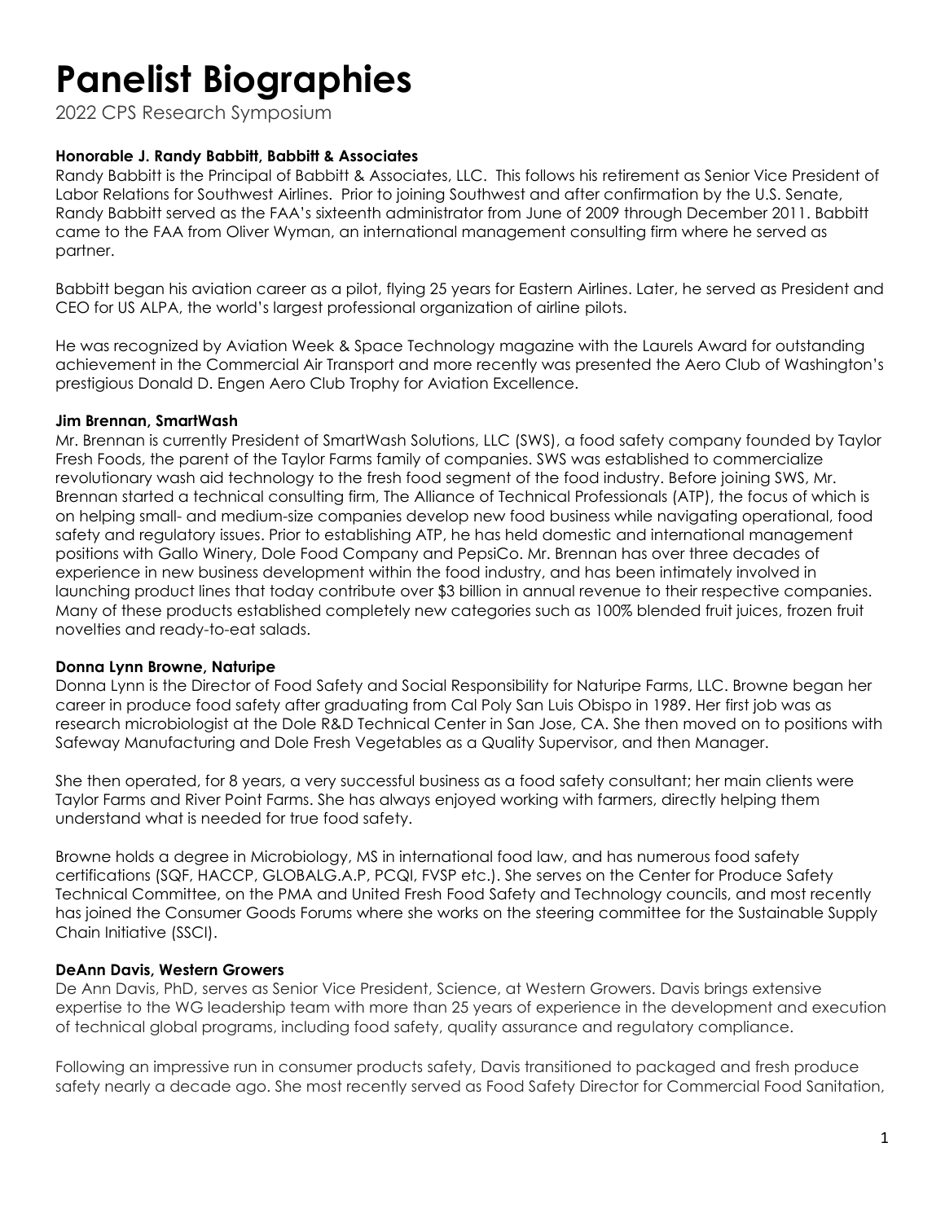# Panelist Biographies

2022 CPS Research Symposium

**Honorable J. Randy Babbitt, Babbitt & Associates**

Randy Babbitt is the Principal of Babbitt & Associates, LLC. This follows his retirement as Senior Vice President of Labor Relations for Southwest Airlines. Prior to joining Southwest and after confirmation by the U.S. Senate, Randy Babbitt served as the FAA's sixteenth administrator from June of 2009 through December 2011. Babbitt came to the FAA from Oliver Wyman, an international management consulting firm where he served as partner.

Babbitt began his aviation career as a pilot, flying 25 years for Eastern Airlines. Later, he served as President and CEO for US ALPA, the world's largest professional organization of airline pilots.

He was recognized by Aviation Week & Space Technology magazine with the Laurels Award for outstanding achievement in the Commercial Air Transport and more recently was presented the Aero Club of Washington's prestigious Donald D. Engen Aero Club Trophy for Aviation Excellence.

**Jim Brennan, SmartWash**

Mr. Brennan is currently President of SmartWash Solutions, LLC (SWS), a food safety company founded by Taylor Fresh Foods, the parent of the Taylor Farms family of companies. SWS was established to commercialize revolutionary wash aid technology to the fresh food segment of the food industry. Before joining SWS, Mr. Brennan started a technical consulting firm, The Alliance of Technical Professionals (ATP), the focus of which is on helping small- and medium-size companies develop new food business while navigating operational, food safety and regulatory issues. Prior to establishing ATP, he has held domestic and international management positions with Gallo Winery, Dole Food Company and PepsiCo. Mr. Brennan has over three decades of experience in new business development within the food industry, and has been intimately involved in launching product lines that today contribute over $3 billion in annual revenue to their respective companies. Many of these products established completely new categories such as 100% blended fruit juices, frozen fruit novelties and ready-to-eat salads.

**Donna Lynn Browne, Naturipe**

Donna Lynn is the Director of Food Safety and Social Responsibility for Naturipe Farms, LLC. Browne began her career in produce food safety after graduating from Cal Poly San Luis Obispo in 1989. Her first job was as research microbiologist at the Dole R&D Technical Center in San Jose, CA. She then moved on to positions with Safeway Manufacturing and Dole Fresh Vegetables as a Quality Supervisor, and then Manager.

She then operated, for 8 years, a very successful business as a food safety consultant; her main clients were Taylor Farms and River Point Farms. She has always enjoyed working with farmers, directly helping them understand what is needed for true food safety.

Browne holds a degree in Microbiology, MS in international food law, and has numerous food safety certifications (SQF, HACCP, GLOBALG.A.P, PCQI, FVSP etc.). She serves on the Center for Produce Safety Technical Committee, on the PMA and United Fresh Food Safety and Technology councils, and most recently has joined the Consumer Goods Forums where she works on the steering committee for the Sustainable Supply Chain Initiative (SSCI).

**DeAnn Davis, Western Growers**

De Ann Davis, PhD, serves as Senior Vice President, Science, at Western Growers. Davis brings extensive expertise to the WG leadership team with more than 25 years of experience in the development and execution of technical global programs, including food safety, quality assurance and regulatory compliance.

Following an impressive run in consumer products safety, Davis transitioned to packaged and fresh produce safety nearly a decade ago. She most recently served as Food Safety Director for Commercial Food Sanitation,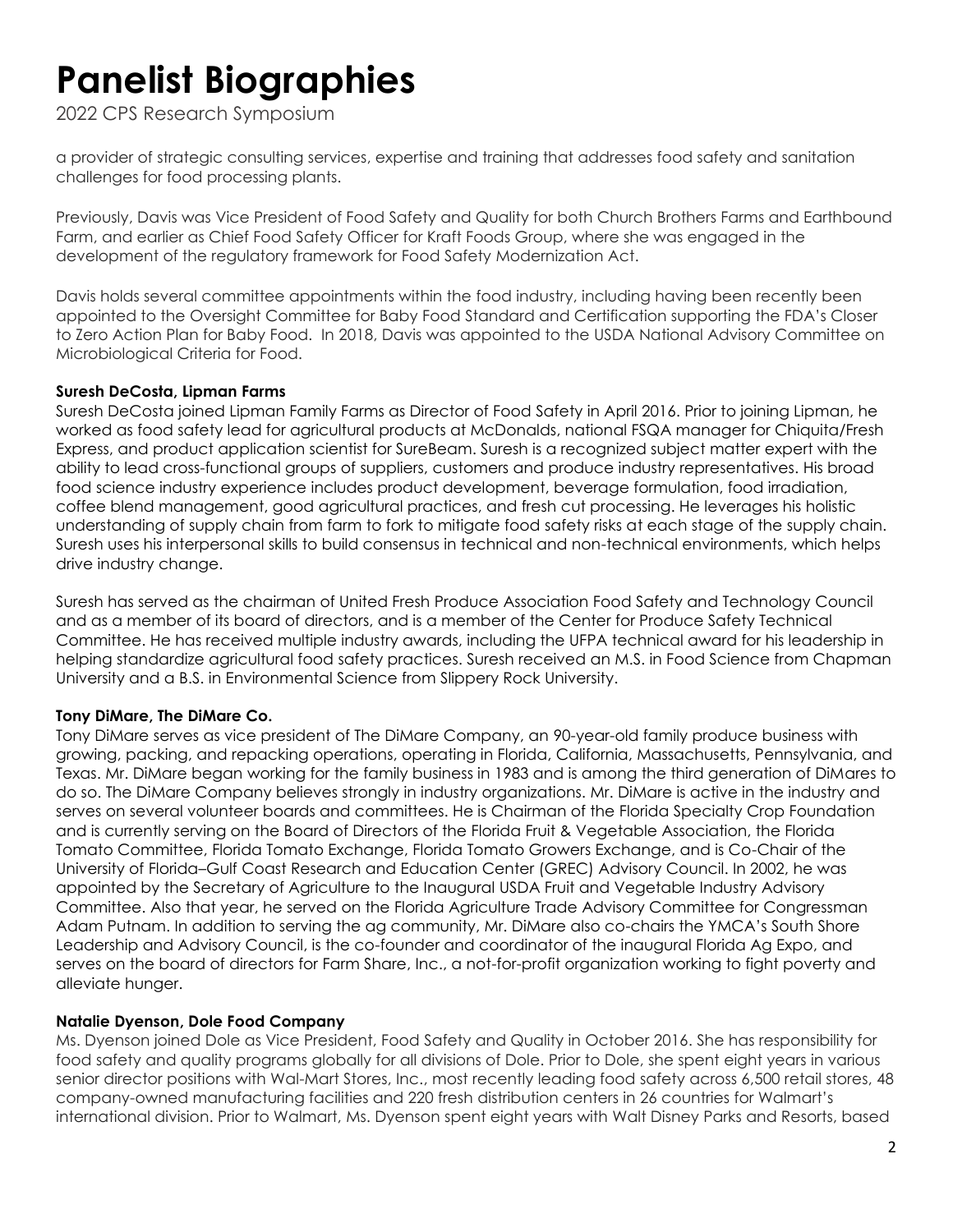a provider of strategic consulting services, expertise and training that addresses food safety and sanitation challenges for food processing plants.

Previously, Davis was Vice President of Food Safety and Quality for both Church Brothers Farms and Earthbound Farm, and earlier as Chief Food Safety Officer for Kraft Foods Group, where she was engaged in the development of the regulatory framework for Food Safety Modernization Act.

Davis holds several committee appointments within the food industry, including having been recently been appointed to the Oversight Committee for Baby Food Standard and Certification supporting the FDA's Closer to Zero Action Plan for Baby Food. In 2018, Davis was appointed to the USDA National Advisory Committee on Microbiological Criteria for Food.

**Suresh DeCosta, Lipman Farms**
Suresh DeCosta joined Lipman Family Farms as Director of Food Safety in April 2016. Prior to joining Lipman, he worked as food safety lead for agricultural products at McDonalds, national FSQA manager for Chiquita/Fresh Express, and product application scientist for SureBeam. Suresh is a recognized subject matter expert with the ability to lead cross-functional groups of suppliers, customers and produce industry representatives. His broad food science industry experience includes product development, beverage formulation, food irradiation, coffee blend management, good agricultural practices, and fresh cut processing. He leverages his holistic understanding of supply chain from farm to fork to mitigate food safety risks at each stage of the supply chain. Suresh uses his interpersonal skills to build consensus in technical and non-technical environments, which helps drive industry change.

Suresh has served as the chairman of United Fresh Produce Association Food Safety and Technology Council and as a member of its board of directors, and is a member of the Center for Produce Safety Technical Committee. He has received multiple industry awards, including the UFPA technical award for his leadership in helping standardize agricultural food safety practices. Suresh received an M.S. in Food Science from Chapman University and a B.S. in Environmental Science from Slippery Rock University.

**Tony DiMare, The DiMare Co.**
Tony DiMare serves as vice president of The DiMare Company, an 90-year-old family produce business with growing, packing, and repacking operations, operating in Florida, California, Massachusetts, Pennsylvania, and Texas. Mr. DiMare began working for the family business in 1983 and is among the third generation of DiMares to do so. The DiMare Company believes strongly in industry organizations. Mr. DiMare is active in the industry and serves on several volunteer boards and committees. He is Chairman of the Florida Specialty Crop Foundation and is currently serving on the Board of Directors of the Florida Fruit & Vegetable Association, the Florida Tomato Committee, Florida Tomato Exchange, Florida Tomato Growers Exchange, and is Co-Chair of the University of Florida–Gulf Coast Research and Education Center (GREC) Advisory Council. In 2002, he was appointed by the Secretary of Agriculture to the Inaugural USDA Fruit and Vegetable Industry Advisory Committee. Also that year, he served on the Florida Agriculture Trade Advisory Committee for Congressman Adam Putnam. In addition to serving the ag community, Mr. DiMare also co-chairs the YMCA's South Shore Leadership and Advisory Council, is the co-founder and coordinator of the inaugural Florida Ag Expo, and serves on the board of directors for Farm Share, Inc., a not-for-profit organization working to fight poverty and alleviate hunger.

**Natalie Dyenson, Dole Food Company**
Ms. Dyenson joined Dole as Vice President, Food Safety and Quality in October 2016. She has responsibility for food safety and quality programs globally for all divisions of Dole. Prior to Dole, she spent eight years in various senior director positions with Wal-Mart Stores, Inc., most recently leading food safety across 6,500 retail stores, 48 company-owned manufacturing facilities and 220 fresh distribution centers in 26 countries for Walmart's international division. Prior to Walmart, Ms. Dyenson spent eight years with Walt Disney Parks and Resorts, based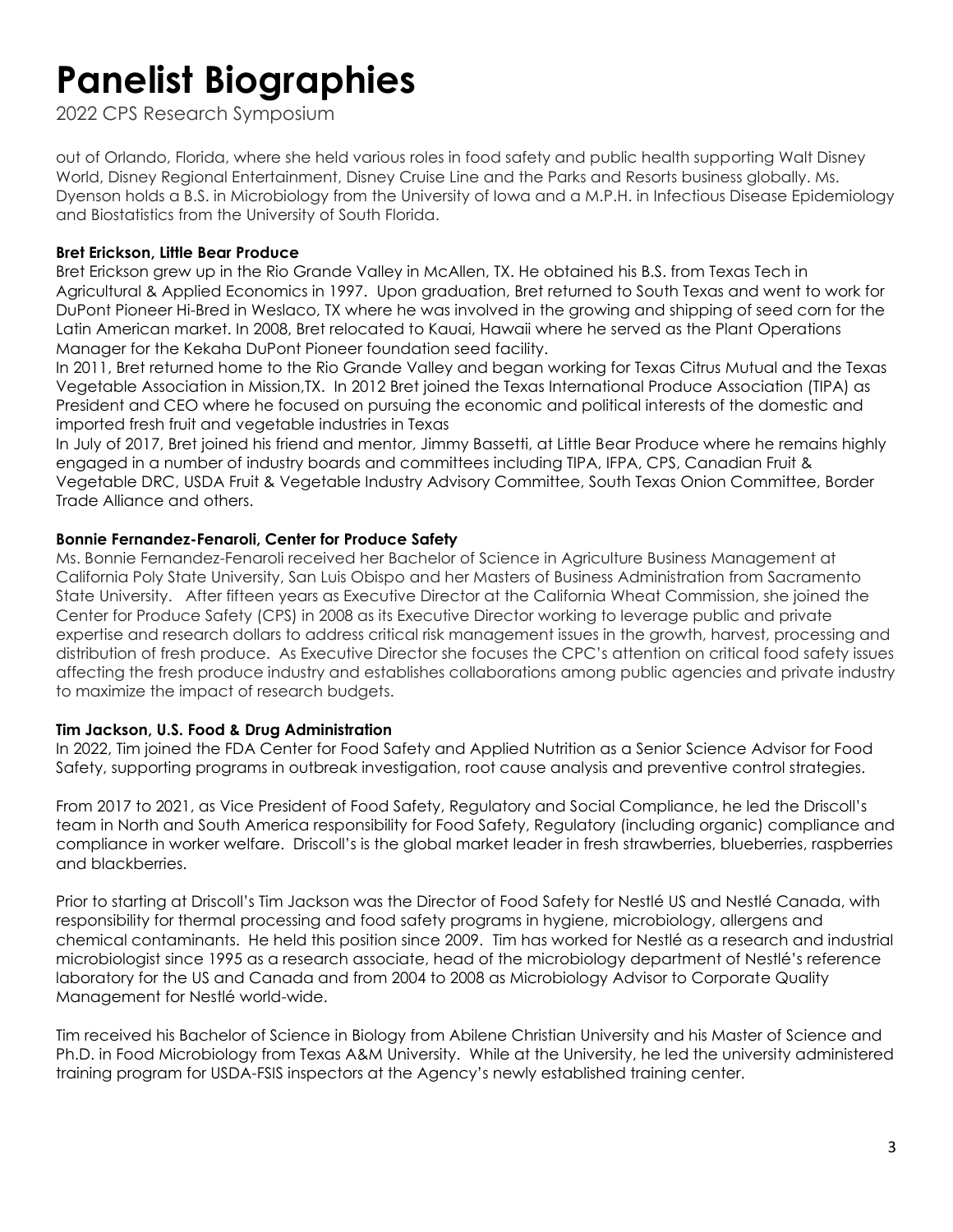out of Orlando, Florida, where she held various roles in food safety and public health supporting Walt Disney World, Disney Regional Entertainment, Disney Cruise Line and the Parks and Resorts business globally. Ms. Dyenson holds a B.S. in Microbiology from the University of Iowa and a M.P.H. in Infectious Disease Epidemiology and Biostatistics from the University of South Florida.

**Bret Erickson, Little Bear Produce**

Bret Erickson grew up in the Rio Grande Valley in McAllen, TX. He obtained his B.S. from Texas Tech in Agricultural & Applied Economics in 1997. Upon graduation, Bret returned to South Texas and went to work for DuPont Pioneer Hi-Bred in Weslaco, TX where he was involved in the growing and shipping of seed corn for the Latin American market. In 2008, Bret relocated to Kauai, Hawaii where he served as the Plant Operations Manager for the Kekaha DuPont Pioneer foundation seed facility.

In 2011, Bret returned home to the Rio Grande Valley and began working for Texas Citrus Mutual and the Texas Vegetable Association in Mission,TX. In 2012 Bret joined the Texas International Produce Association (TIPA) as President and CEO where he focused on pursuing the economic and political interests of the domestic and imported fresh fruit and vegetable industries in Texas

In July of 2017, Bret joined his friend and mentor, Jimmy Bassetti, at Little Bear Produce where he remains highly engaged in a number of industry boards and committees including TIPA, IFPA, CPS, Canadian Fruit & Vegetable DRC, USDA Fruit & Vegetable Industry Advisory Committee, South Texas Onion Committee, Border Trade Alliance and others.

**Bonnie Fernandez-Fenaroli, Center for Produce Safety**

Ms. Bonnie Fernandez-Fenaroli received her Bachelor of Science in Agriculture Business Management at California Poly State University, San Luis Obispo and her Masters of Business Administration from Sacramento State University. After fifteen years as Executive Director at the California Wheat Commission, she joined the Center for Produce Safety (CPS) in 2008 as its Executive Director working to leverage public and private expertise and research dollars to address critical risk management issues in the growth, harvest, processing and distribution of fresh produce. As Executive Director she focuses the CPC's attention on critical food safety issues affecting the fresh produce industry and establishes collaborations among public agencies and private industry to maximize the impact of research budgets.

**Tim Jackson, U.S. Food & Drug Administration**

In 2022, Tim joined the FDA Center for Food Safety and Applied Nutrition as a Senior Science Advisor for Food Safety, supporting programs in outbreak investigation, root cause analysis and preventive control strategies.

From 2017 to 2021, as Vice President of Food Safety, Regulatory and Social Compliance, he led the Driscoll's team in North and South America responsibility for Food Safety, Regulatory (including organic) compliance and compliance in worker welfare. Driscoll's is the global market leader in fresh strawberries, blueberries, raspberries and blackberries.

Prior to starting at Driscoll's Tim Jackson was the Director of Food Safety for Nestlé US and Nestlé Canada, with responsibility for thermal processing and food safety programs in hygiene, microbiology, allergens and chemical contaminants. He held this position since 2009. Tim has worked for Nestlé as a research and industrial microbiologist since 1995 as a research associate, head of the microbiology department of Nestlé's reference laboratory for the US and Canada and from 2004 to 2008 as Microbiology Advisor to Corporate Quality Management for Nestlé world-wide.

Tim received his Bachelor of Science in Biology from Abilene Christian University and his Master of Science and Ph.D. in Food Microbiology from Texas A&M University. While at the University, he led the university administered training program for USDA-FSIS inspectors at the Agency's newly established training center.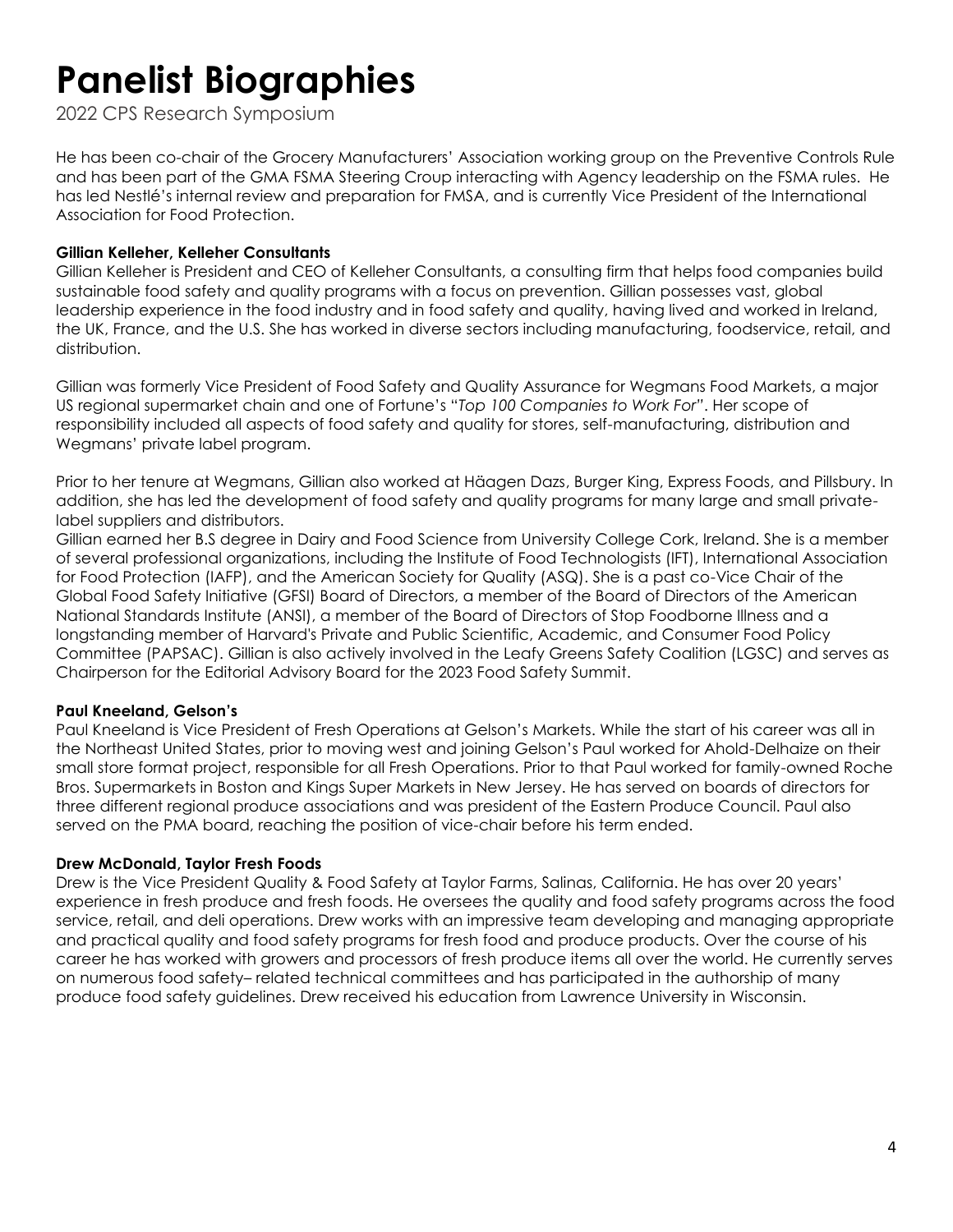# Panelist Biographies

2022 CPS Research Symposium

He has been co-chair of the Grocery Manufacturers' Association working group on the Preventive Controls Rule and has been part of the GMA FSMA Steering Croup interacting with Agency leadership on the FSMA rules. He has led Nestlé's internal review and preparation for FMSA, and is currently Vice President of the International Association for Food Protection.

**Gillian Kelleher, Kelleher Consultants**

Gillian Kelleher is President and CEO of Kelleher Consultants, a consulting firm that helps food companies build sustainable food safety and quality programs with a focus on prevention. Gillian possesses vast, global leadership experience in the food industry and in food safety and quality, having lived and worked in Ireland, the UK, France, and the U.S. She has worked in diverse sectors including manufacturing, foodservice, retail, and distribution.

Gillian was formerly Vice President of Food Safety and Quality Assurance for Wegmans Food Markets, a major US regional supermarket chain and one of Fortune's "*Top 100 Companies to Work For*". Her scope of responsibility included all aspects of food safety and quality for stores, self-manufacturing, distribution and Wegmans' private label program.

Prior to her tenure at Wegmans, Gillian also worked at Häagen Dazs, Burger King, Express Foods, and Pillsbury. In addition, she has led the development of food safety and quality programs for many large and small private-label suppliers and distributors.

Gillian earned her B.S degree in Dairy and Food Science from University College Cork, Ireland. She is a member of several professional organizations, including the Institute of Food Technologists (IFT), International Association for Food Protection (IAFP), and the American Society for Quality (ASQ). She is a past co-Vice Chair of the Global Food Safety Initiative (GFSI) Board of Directors, a member of the Board of Directors of the American National Standards Institute (ANSI), a member of the Board of Directors of Stop Foodborne Illness and a longstanding member of Harvard's Private and Public Scientific, Academic, and Consumer Food Policy Committee (PAPSAC). Gillian is also actively involved in the Leafy Greens Safety Coalition (LGSC) and serves as Chairperson for the Editorial Advisory Board for the 2023 Food Safety Summit.

**Paul Kneeland, Gelson's**

Paul Kneeland is Vice President of Fresh Operations at Gelson's Markets. While the start of his career was all in the Northeast United States, prior to moving west and joining Gelson's Paul worked for Ahold-Delhaize on their small store format project, responsible for all Fresh Operations. Prior to that Paul worked for family-owned Roche Bros. Supermarkets in Boston and Kings Super Markets in New Jersey. He has served on boards of directors for three different regional produce associations and was president of the Eastern Produce Council. Paul also served on the PMA board, reaching the position of vice-chair before his term ended.

**Drew McDonald, Taylor Fresh Foods**

Drew is the Vice President Quality & Food Safety at Taylor Farms, Salinas, California. He has over 20 years' experience in fresh produce and fresh foods. He oversees the quality and food safety programs across the food service, retail, and deli operations. Drew works with an impressive team developing and managing appropriate and practical quality and food safety programs for fresh food and produce products. Over the course of his career he has worked with growers and processors of fresh produce items all over the world. He currently serves on numerous food safety– related technical committees and has participated in the authorship of many produce food safety guidelines. Drew received his education from Lawrence University in Wisconsin.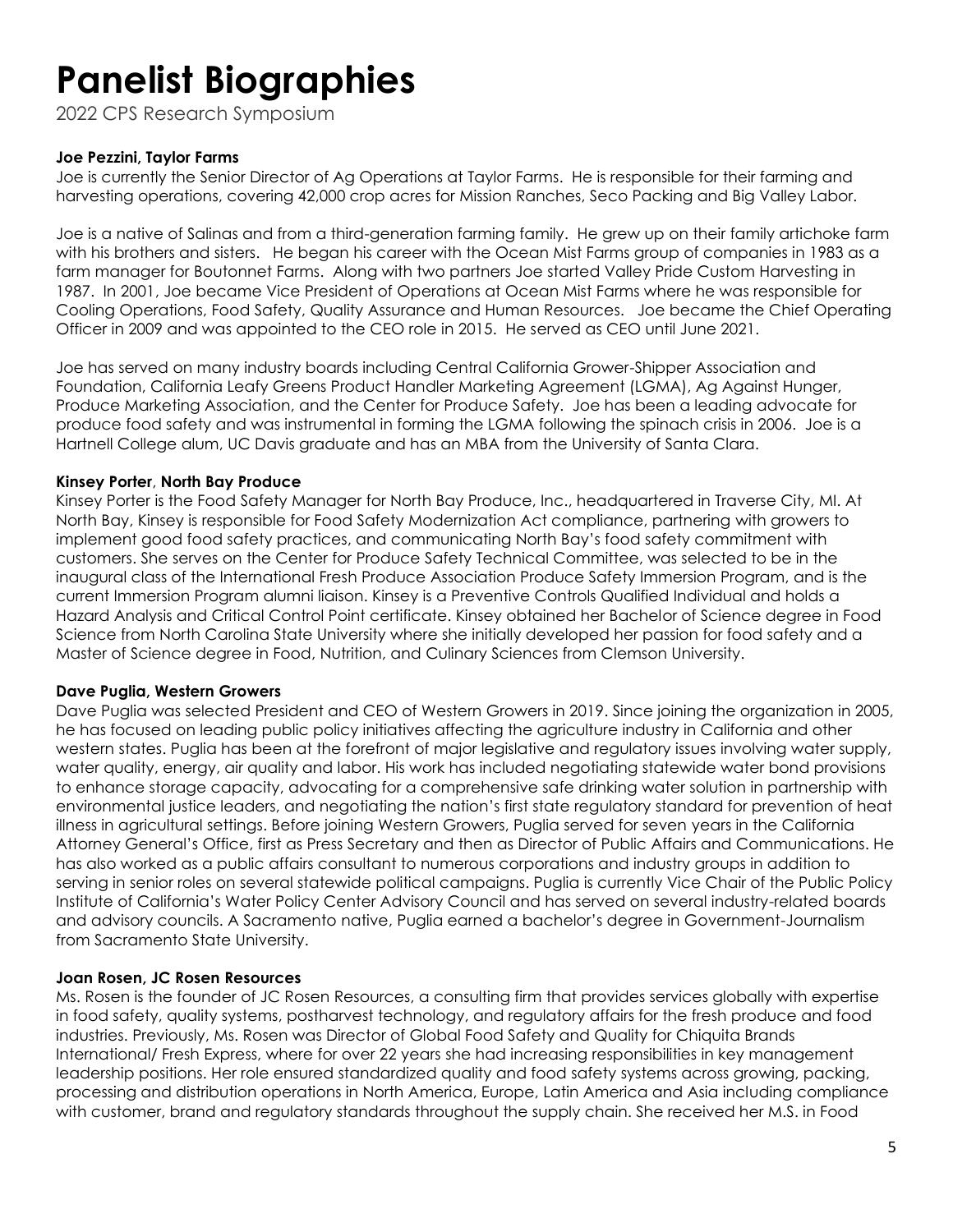# Panelist Biographies

2022 CPS Research Symposium

**Joe Pezzini, Taylor Farms**

Joe is currently the Senior Director of Ag Operations at Taylor Farms. He is responsible for their farming and harvesting operations, covering 42,000 crop acres for Mission Ranches, Seco Packing and Big Valley Labor.

Joe is a native of Salinas and from a third-generation farming family. He grew up on their family artichoke farm with his brothers and sisters. He began his career with the Ocean Mist Farms group of companies in 1983 as a farm manager for Boutonnet Farms. Along with two partners Joe started Valley Pride Custom Harvesting in 1987. In 2001, Joe became Vice President of Operations at Ocean Mist Farms where he was responsible for Cooling Operations, Food Safety, Quality Assurance and Human Resources. Joe became the Chief Operating Officer in 2009 and was appointed to the CEO role in 2015. He served as CEO until June 2021.

Joe has served on many industry boards including Central California Grower-Shipper Association and Foundation, California Leafy Greens Product Handler Marketing Agreement (LGMA), Ag Against Hunger, Produce Marketing Association, and the Center for Produce Safety. Joe has been a leading advocate for produce food safety and was instrumental in forming the LGMA following the spinach crisis in 2006. Joe is a Hartnell College alum, UC Davis graduate and has an MBA from the University of Santa Clara.

**Kinsey Porter, North Bay Produce**

Kinsey Porter is the Food Safety Manager for North Bay Produce, Inc., headquartered in Traverse City, MI. At North Bay, Kinsey is responsible for Food Safety Modernization Act compliance, partnering with growers to implement good food safety practices, and communicating North Bay's food safety commitment with customers. She serves on the Center for Produce Safety Technical Committee, was selected to be in the inaugural class of the International Fresh Produce Association Produce Safety Immersion Program, and is the current Immersion Program alumni liaison. Kinsey is a Preventive Controls Qualified Individual and holds a Hazard Analysis and Critical Control Point certificate. Kinsey obtained her Bachelor of Science degree in Food Science from North Carolina State University where she initially developed her passion for food safety and a Master of Science degree in Food, Nutrition, and Culinary Sciences from Clemson University.

**Dave Puglia, Western Growers**

Dave Puglia was selected President and CEO of Western Growers in 2019. Since joining the organization in 2005, he has focused on leading public policy initiatives affecting the agriculture industry in California and other western states. Puglia has been at the forefront of major legislative and regulatory issues involving water supply, water quality, energy, air quality and labor. His work has included negotiating statewide water bond provisions to enhance storage capacity, advocating for a comprehensive safe drinking water solution in partnership with environmental justice leaders, and negotiating the nation's first state regulatory standard for prevention of heat illness in agricultural settings. Before joining Western Growers, Puglia served for seven years in the California Attorney General's Office, first as Press Secretary and then as Director of Public Affairs and Communications. He has also worked as a public affairs consultant to numerous corporations and industry groups in addition to serving in senior roles on several statewide political campaigns. Puglia is currently Vice Chair of the Public Policy Institute of California's Water Policy Center Advisory Council and has served on several industry-related boards and advisory councils. A Sacramento native, Puglia earned a bachelor's degree in Government-Journalism from Sacramento State University.

**Joan Rosen, JC Rosen Resources**

Ms. Rosen is the founder of JC Rosen Resources, a consulting firm that provides services globally with expertise in food safety, quality systems, postharvest technology, and regulatory affairs for the fresh produce and food industries. Previously, Ms. Rosen was Director of Global Food Safety and Quality for Chiquita Brands International/ Fresh Express, where for over 22 years she had increasing responsibilities in key management leadership positions. Her role ensured standardized quality and food safety systems across growing, packing, processing and distribution operations in North America, Europe, Latin America and Asia including compliance with customer, brand and regulatory standards throughout the supply chain. She received her M.S. in Food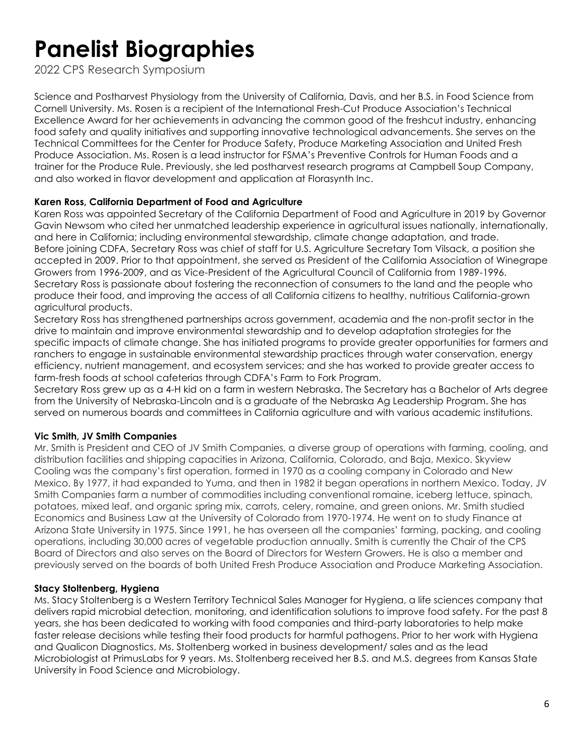Science and Postharvest Physiology from the University of California, Davis, and her B.S. in Food Science from Cornell University. Ms. Rosen is a recipient of the International Fresh-Cut Produce Association's Technical Excellence Award for her achievements in advancing the common good of the freshcut industry, enhancing food safety and quality initiatives and supporting innovative technological advancements. She serves on the Technical Committees for the Center for Produce Safety, Produce Marketing Association and United Fresh Produce Association. Ms. Rosen is a lead instructor for FSMA's Preventive Controls for Human Foods and a trainer for the Produce Rule. Previously, she led postharvest research programs at Campbell Soup Company, and also worked in flavor development and application at Florasynth Inc.

**Karen Ross, California Department of Food and Agriculture**

Karen Ross was appointed Secretary of the California Department of Food and Agriculture in 2019 by Governor Gavin Newsom who cited her unmatched leadership experience in agricultural issues nationally, internationally, and here in California; including environmental stewardship, climate change adaptation, and trade.
Before joining CDFA, Secretary Ross was chief of staff for U.S. Agriculture Secretary Tom Vilsack, a position she accepted in 2009. Prior to that appointment, she served as President of the California Association of Winegrape Growers from 1996-2009, and as Vice-President of the Agricultural Council of California from 1989-1996.
Secretary Ross is passionate about fostering the reconnection of consumers to the land and the people who produce their food, and improving the access of all California citizens to healthy, nutritious California-grown agricultural products.
Secretary Ross has strengthened partnerships across government, academia and the non-profit sector in the drive to maintain and improve environmental stewardship and to develop adaptation strategies for the specific impacts of climate change. She has initiated programs to provide greater opportunities for farmers and ranchers to engage in sustainable environmental stewardship practices through water conservation, energy efficiency, nutrient management, and ecosystem services; and she has worked to provide greater access to farm-fresh foods at school cafeterias through CDFA's Farm to Fork Program.
Secretary Ross grew up as a 4-H kid on a farm in western Nebraska. The Secretary has a Bachelor of Arts degree from the University of Nebraska-Lincoln and is a graduate of the Nebraska Ag Leadership Program. She has served on numerous boards and committees in California agriculture and with various academic institutions.

**Vic Smith, JV Smith Companies**

Mr. Smith is President and CEO of JV Smith Companies, a diverse group of operations with farming, cooling, and distribution facilities and shipping capacities in Arizona, California, Colorado, and Baja, Mexico. Skyview Cooling was the company's first operation, formed in 1970 as a cooling company in Colorado and New Mexico. By 1977, it had expanded to Yuma, and then in 1982 it began operations in northern Mexico. Today, JV Smith Companies farm a number of commodities including conventional romaine, iceberg lettuce, spinach, potatoes, mixed leaf, and organic spring mix, carrots, celery, romaine, and green onions. Mr. Smith studied Economics and Business Law at the University of Colorado from 1970-1974. He went on to study Finance at Arizona State University in 1975. Since 1991, he has overseen all the companies' farming, packing, and cooling operations, including 30,000 acres of vegetable production annually. Smith is currently the Chair of the CPS Board of Directors and also serves on the Board of Directors for Western Growers. He is also a member and previously served on the boards of both United Fresh Produce Association and Produce Marketing Association.

**Stacy Stoltenberg, Hygiena**

Ms. Stacy Stoltenberg is a Western Territory Technical Sales Manager for Hygiena, a life sciences company that delivers rapid microbial detection, monitoring, and identification solutions to improve food safety. For the past 8 years, she has been dedicated to working with food companies and third-party laboratories to help make faster release decisions while testing their food products for harmful pathogens. Prior to her work with Hygiena and Qualicon Diagnostics, Ms. Stoltenberg worked in business development/ sales and as the lead Microbiologist at PrimusLabs for 9 years. Ms. Stoltenberg received her B.S. and M.S. degrees from Kansas State University in Food Science and Microbiology.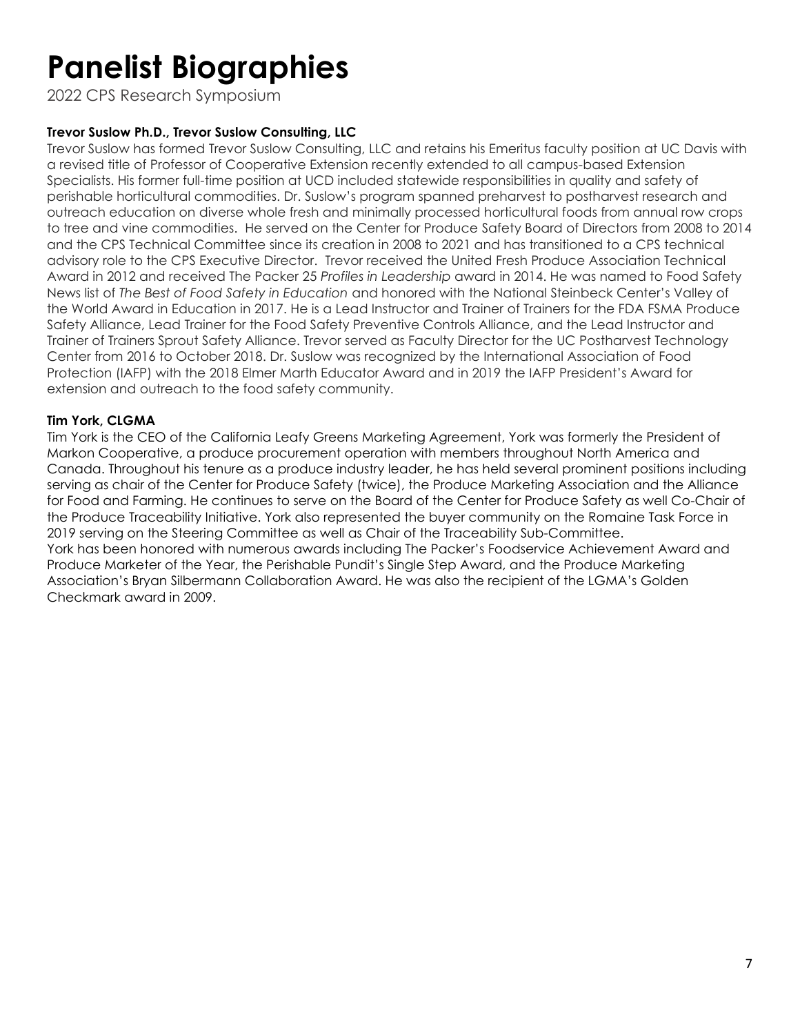# Panelist Biographies

2022 CPS Research Symposium

**Trevor Suslow Ph.D., Trevor Suslow Consulting, LLC**

Trevor Suslow has formed Trevor Suslow Consulting, LLC and retains his Emeritus faculty position at UC Davis with a revised title of Professor of Cooperative Extension recently extended to all campus-based Extension Specialists. His former full-time position at UCD included statewide responsibilities in quality and safety of perishable horticultural commodities. Dr. Suslow's program spanned preharvest to postharvest research and outreach education on diverse whole fresh and minimally processed horticultural foods from annual row crops to tree and vine commodities. He served on the Center for Produce Safety Board of Directors from 2008 to 2014 and the CPS Technical Committee since its creation in 2008 to 2021 and has transitioned to a CPS technical advisory role to the CPS Executive Director. Trevor received the United Fresh Produce Association Technical Award in 2012 and received The Packer 25 *Profiles in Leadership* award in 2014. He was named to Food Safety News list of *The Best of Food Safety in Education* and honored with the National Steinbeck Center's Valley of the World Award in Education in 2017. He is a Lead Instructor and Trainer of Trainers for the FDA FSMA Produce Safety Alliance, Lead Trainer for the Food Safety Preventive Controls Alliance, and the Lead Instructor and Trainer of Trainers Sprout Safety Alliance. Trevor served as Faculty Director for the UC Postharvest Technology Center from 2016 to October 2018. Dr. Suslow was recognized by the International Association of Food Protection (IAFP) with the 2018 Elmer Marth Educator Award and in 2019 the IAFP President's Award for extension and outreach to the food safety community.

**Tim York, CLGMA**

Tim York is the CEO of the California Leafy Greens Marketing Agreement, York was formerly the President of Markon Cooperative, a produce procurement operation with members throughout North America and Canada. Throughout his tenure as a produce industry leader, he has held several prominent positions including serving as chair of the Center for Produce Safety (twice), the Produce Marketing Association and the Alliance for Food and Farming. He continues to serve on the Board of the Center for Produce Safety as well Co-Chair of the Produce Traceability Initiative. York also represented the buyer community on the Romaine Task Force in 2019 serving on the Steering Committee as well as Chair of the Traceability Sub-Committee.
York has been honored with numerous awards including The Packer's Foodservice Achievement Award and Produce Marketer of the Year, the Perishable Pundit's Single Step Award, and the Produce Marketing Association's Bryan Silbermann Collaboration Award. He was also the recipient of the LGMA's Golden Checkmark award in 2009.